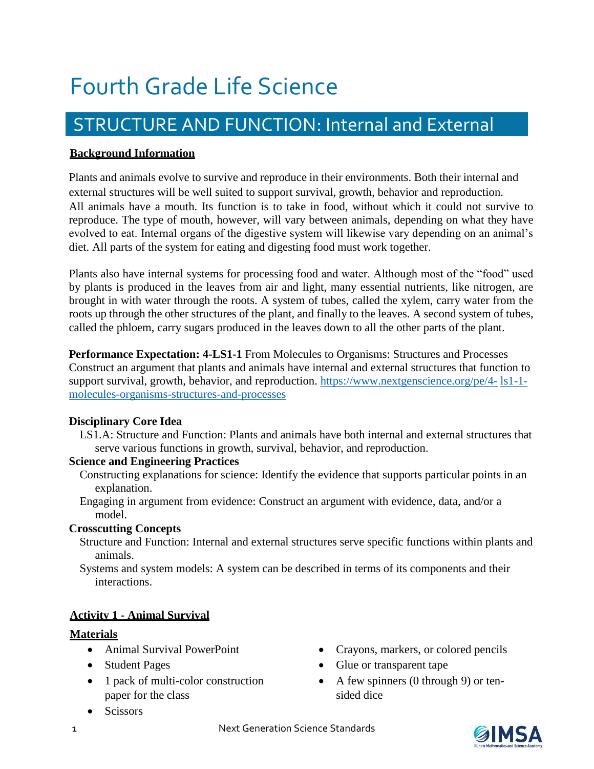# Fourth Grade Life Science

## STRUCTURE AND FUNCTION: Internal and External

**Background Information**

Plants and animals evolve to survive and reproduce in their environments. Both their internal and external structures will be well suited to support survival, growth, behavior and reproduction. All animals have a mouth. Its function is to take in food, without which it could not survive to reproduce. The type of mouth, however, will vary between animals, depending on what they have evolved to eat. Internal organs of the digestive system will likewise vary depending on an animal's diet. All parts of the system for eating and digesting food must work together.

Plants also have internal systems for processing food and water. Although most of the "food" used by plants is produced in the leaves from air and light, many essential nutrients, like nitrogen, are brought in with water through the roots. A system of tubes, called the xylem, carry water from the roots up through the other structures of the plant, and finally to the leaves. A second system of tubes, called the phloem, carry sugars produced in the leaves down to all the other parts of the plant.

**Performance Expectation: 4-LS1-1** From Molecules to Organisms: Structures and Processes
Construct an argument that plants and animals have internal and external structures that function to support survival, growth, behavior, and reproduction. [https://www.nextgenscience.org/pe/4-ls1-1-molecules-organisms-structures-and-processes](https://www.nextgenscience.org/pe/4-ls1-1-molecules-organisms-structures-and-processes)

**Disciplinary Core Idea**

LS1.A: Structure and Function: Plants and animals have both internal and external structures that serve various functions in growth, survival, behavior, and reproduction.

**Science and Engineering Practices**

Constructing explanations for science: Identify the evidence that supports particular points in an explanation.

Engaging in argument from evidence: Construct an argument with evidence, data, and/or a model.

**Crosscutting Concepts**

Structure and Function: Internal and external structures serve specific functions within plants and animals.

Systems and system models: A system can be described in terms of its components and their interactions.

**Activity 1 - Animal Survival**

**Materials**

- Animal Survival PowerPoint
- Student Pages
- 1 pack of multi-color construction paper for the class
- Scissors
- Crayons, markers, or colored pencils
- Glue or transparent tape
- A few spinners (0 through 9) or ten-sided dice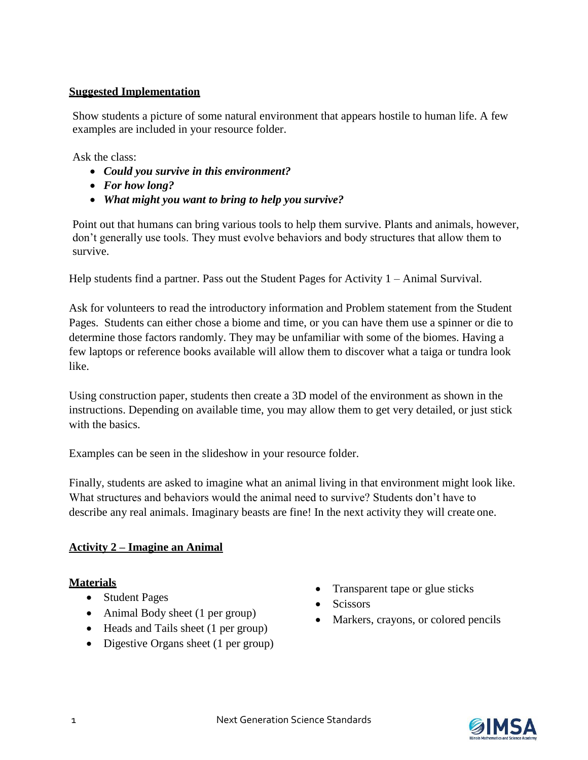## Suggested Implementation

Show students a picture of some natural environment that appears hostile to human life. A few examples are included in your resource folder.

Ask the class:

- ***Could you survive in this environment?***
- ***For how long?***
- ***What might you want to bring to help you survive?***

Point out that humans can bring various tools to help them survive. Plants and animals, however, don't generally use tools. They must evolve behaviors and body structures that allow them to survive.

Help students find a partner. Pass out the Student Pages for Activity 1 – Animal Survival.

Ask for volunteers to read the introductory information and Problem statement from the Student Pages. Students can either chose a biome and time, or you can have them use a spinner or die to determine those factors randomly. They may be unfamiliar with some of the biomes. Having a few laptops or reference books available will allow them to discover what a taiga or tundra look like.

Using construction paper, students then create a 3D model of the environment as shown in the instructions. Depending on available time, you may allow them to get very detailed, or just stick with the basics.

Examples can be seen in the slideshow in your resource folder.

Finally, students are asked to imagine what an animal living in that environment might look like. What structures and behaviors would the animal need to survive? Students don't have to describe any real animals. Imaginary beasts are fine! In the next activity they will create one.

## Activity 2 – Imagine an Animal

### Materials

- Student Pages
- Animal Body sheet (1 per group)
- Heads and Tails sheet (1 per group)
- Digestive Organs sheet (1 per group)
- Transparent tape or glue sticks
- Scissors
- Markers, crayons, or colored pencils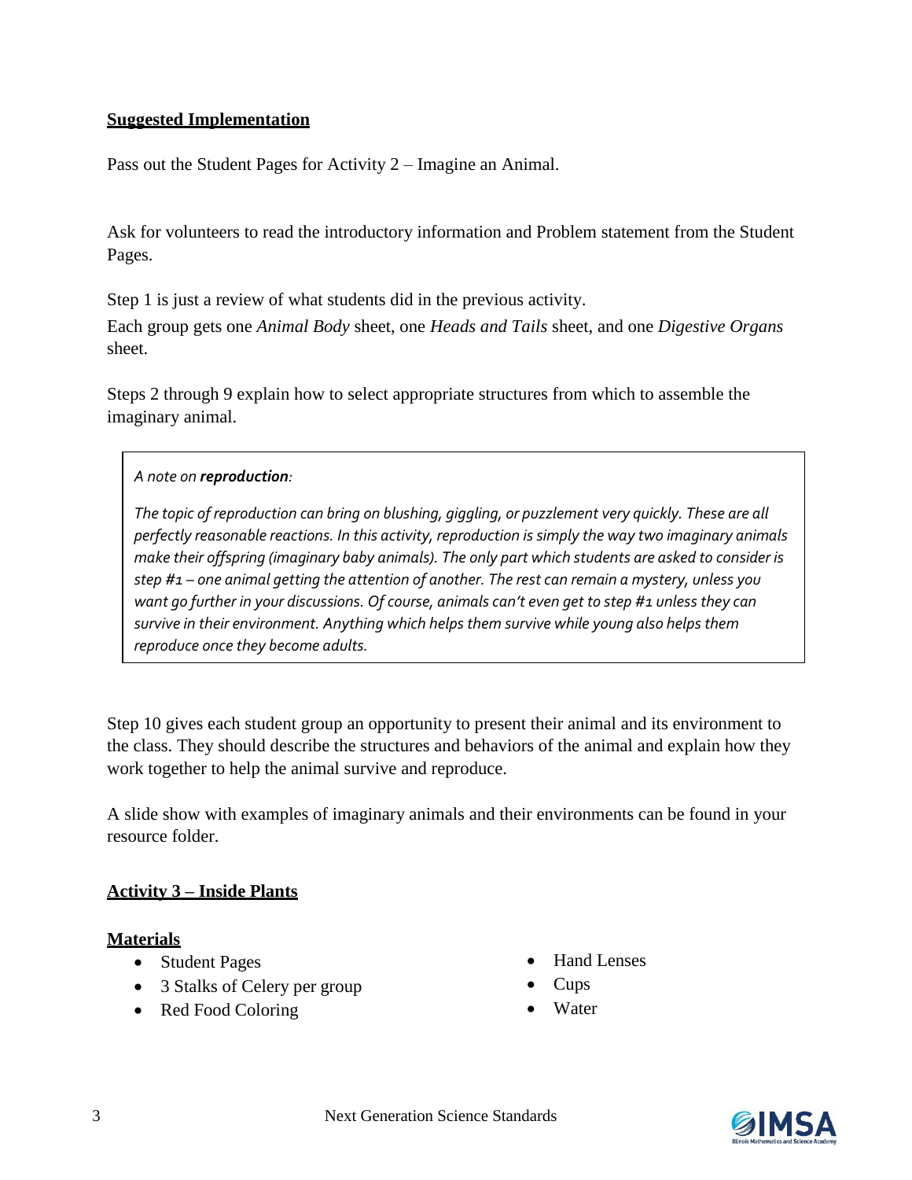## Suggested Implementation

Pass out the Student Pages for Activity 2 – Imagine an Animal.

Ask for volunteers to read the introductory information and Problem statement from the Student Pages.

Step 1 is just a review of what students did in the previous activity.

Each group gets one *Animal Body* sheet, one *Heads and Tails* sheet, and one *Digestive Organs* sheet.

Steps 2 through 9 explain how to select appropriate structures from which to assemble the imaginary animal.

> *A note on **reproduction**:*
>
> *The topic of reproduction can bring on blushing, giggling, or puzzlement very quickly. These are all perfectly reasonable reactions. In this activity, reproduction is simply the way two imaginary animals make their offspring (imaginary baby animals). The only part which students are asked to consider is step #1 – one animal getting the attention of another. The rest can remain a mystery, unless you want go further in your discussions. Of course, animals can't even get to step #1 unless they can survive in their environment. Anything which helps them survive while young also helps them reproduce once they become adults.*

Step 10 gives each student group an opportunity to present their animal and its environment to the class. They should describe the structures and behaviors of the animal and explain how they work together to help the animal survive and reproduce.

A slide show with examples of imaginary animals and their environments can be found in your resource folder.

## Activity 3 – Inside Plants

### Materials

- Student Pages
- 3 Stalks of Celery per group
- Red Food Coloring
- Hand Lenses
- Cups
- Water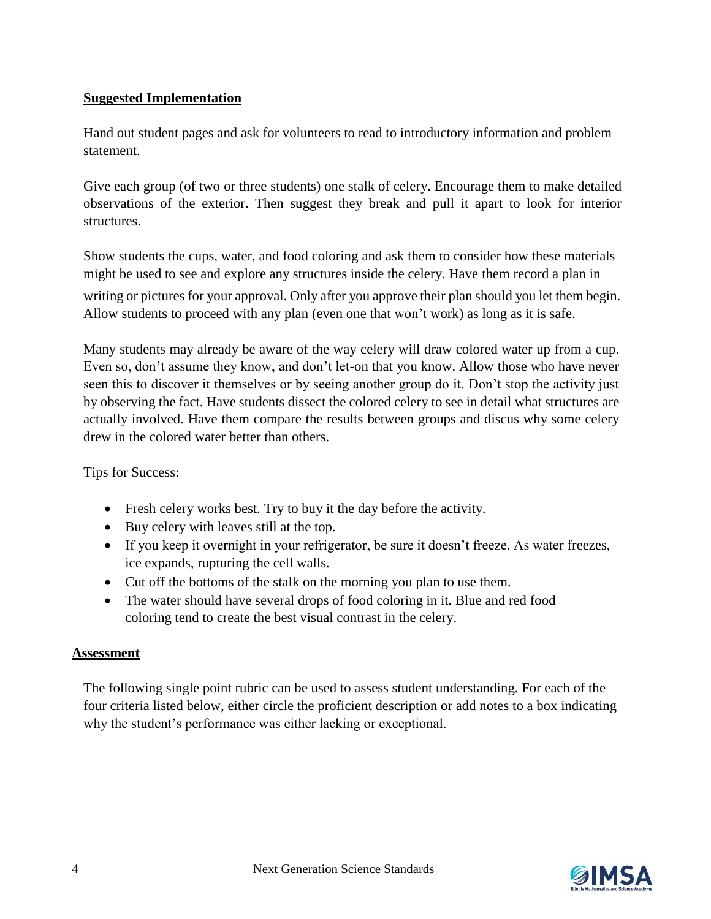## Suggested Implementation

Hand out student pages and ask for volunteers to read to introductory information and problem statement.

Give each group (of two or three students) one stalk of celery. Encourage them to make detailed observations of the exterior. Then suggest they break and pull it apart to look for interior structures.

Show students the cups, water, and food coloring and ask them to consider how these materials might be used to see and explore any structures inside the celery. Have them record a plan in writing or pictures for your approval. Only after you approve their plan should you let them begin. Allow students to proceed with any plan (even one that won't work) as long as it is safe.

Many students may already be aware of the way celery will draw colored water up from a cup. Even so, don't assume they know, and don't let-on that you know. Allow those who have never seen this to discover it themselves or by seeing another group do it. Don't stop the activity just by observing the fact. Have students dissect the colored celery to see in detail what structures are actually involved. Have them compare the results between groups and discus why some celery drew in the colored water better than others.

Tips for Success:

- Fresh celery works best. Try to buy it the day before the activity.
- Buy celery with leaves still at the top.
- If you keep it overnight in your refrigerator, be sure it doesn't freeze. As water freezes, ice expands, rupturing the cell walls.
- Cut off the bottoms of the stalk on the morning you plan to use them.
- The water should have several drops of food coloring in it. Blue and red food coloring tend to create the best visual contrast in the celery.

## Assessment

The following single point rubric can be used to assess student understanding. For each of the four criteria listed below, either circle the proficient description or add notes to a box indicating why the student's performance was either lacking or exceptional.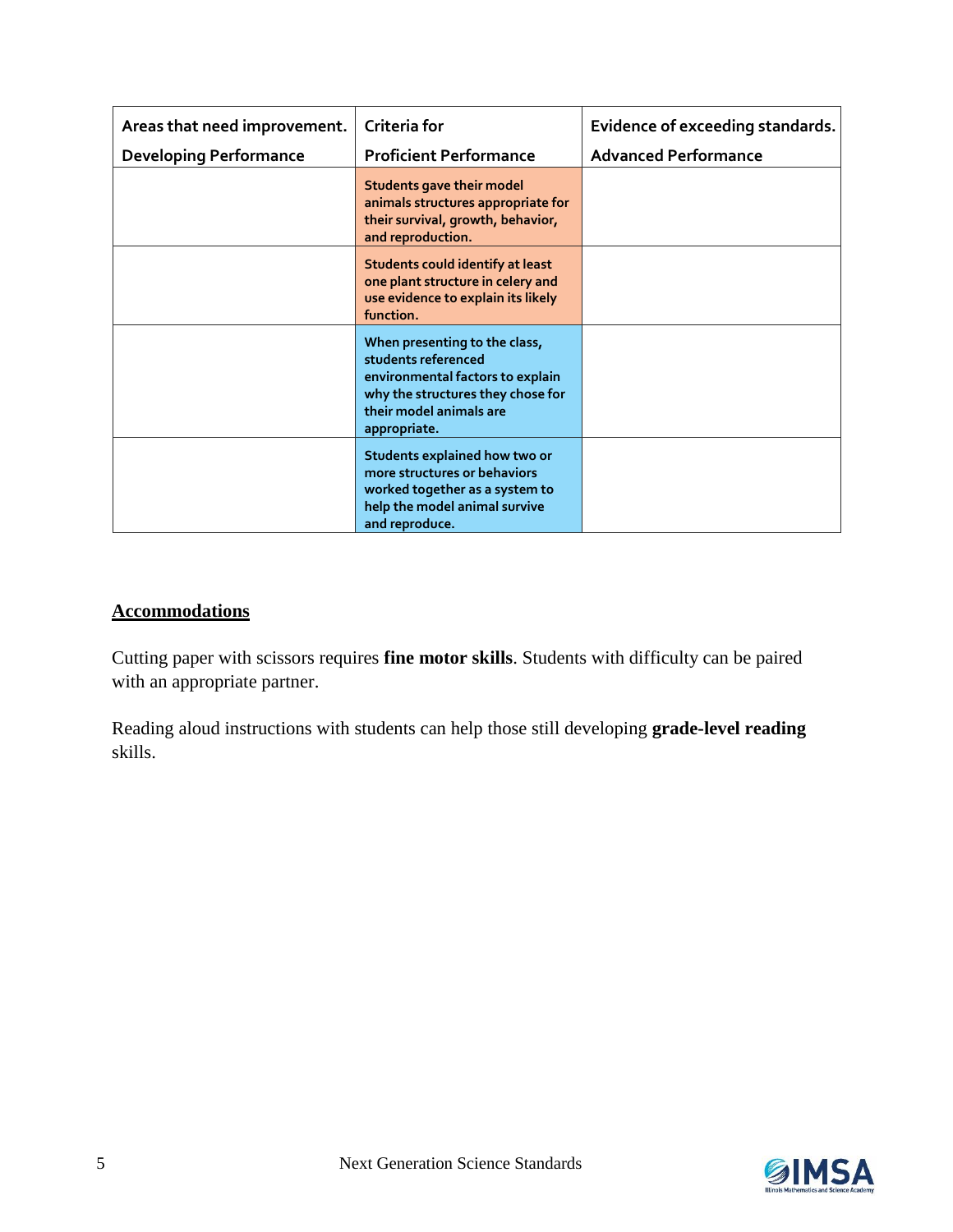| Areas that need improvement. Developing Performance | Criteria for Proficient Performance | Evidence of exceeding standards. Advanced Performance |
|---|---|---|
| | Students gave their model animals structures appropriate for their survival, growth, behavior, and reproduction. | |
| | Students could identify at least one plant structure in celery and use evidence to explain its likely function. | |
| | When presenting to the class, students referenced environmental factors to explain why the structures they chose for their model animals are appropriate. | |
| | Students explained how two or more structures or behaviors worked together as a system to help the model animal survive and reproduce. | |

## Accommodations

Cutting paper with scissors requires **fine motor skills**. Students with difficulty can be paired with an appropriate partner.

Reading aloud instructions with students can help those still developing **grade-level reading** skills.